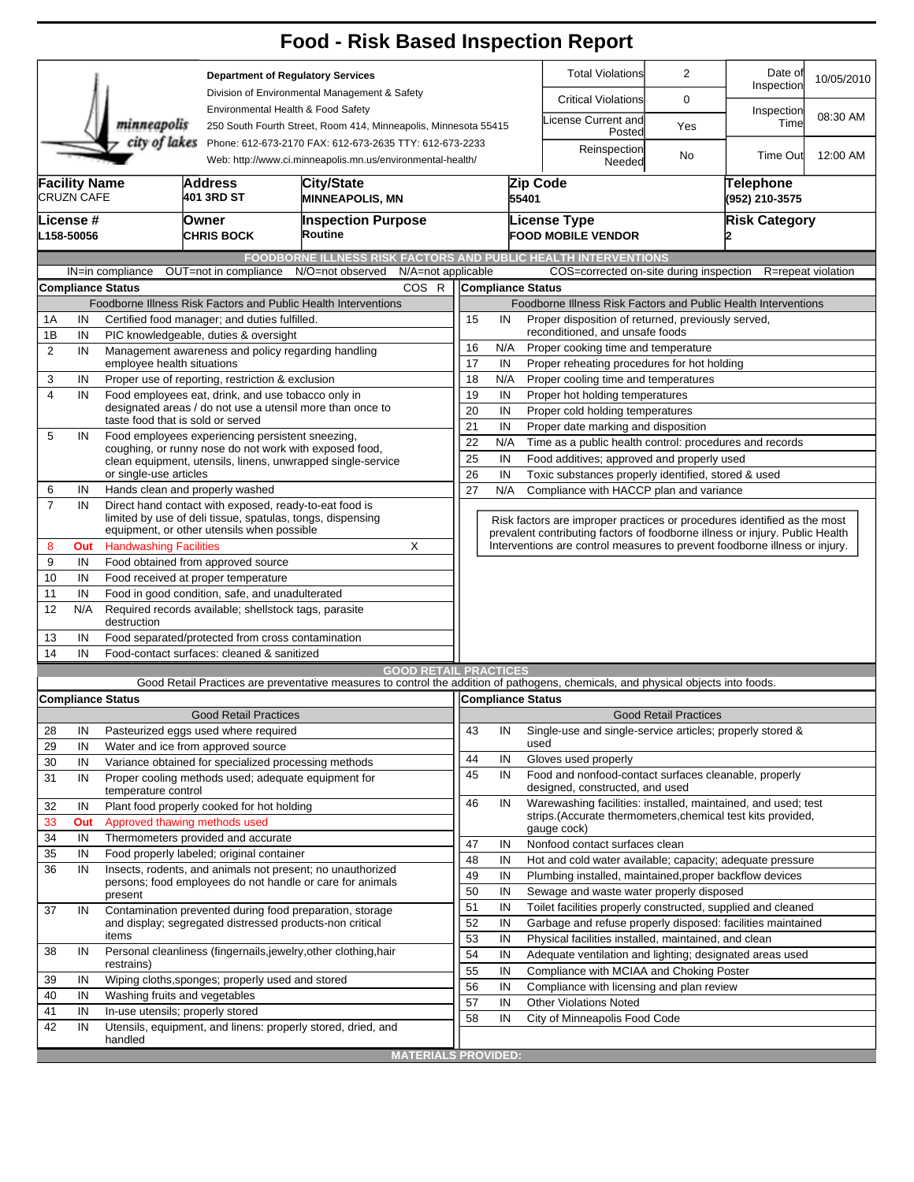# Food - Risk Based Inspection Report

**Department of Regulatory Services**
Division of Environmental Management & Safety
Environmental Health & Food Safety
250 South Fourth Street, Room 414, Minneapolis, Minnesota 55415
Phone: 612-673-2170 FAX: 612-673-2635 TTY: 612-673-2233
Web: http://www.ci.minneapolis.mn.us/environmental-health/

minneapolis city of lakes

| | | | |
|---|---|---|---|
| Total Violations | 2 | Date of Inspection | 10/05/2010 |
| Critical Violations | 0 | Inspection Time | 08:30 AM |
| License Current and Posted | Yes | | |
| Reinspection Needed | No | Time Out | 12:00 AM |

| Facility Name | Address | City/State | Zip Code | Telephone |
|---|---|---|---|---|
| CRUZN CAFE | 401 3RD ST | MINNEAPOLIS, MN | 55401 | (952) 210-3575 |

| License # | Owner | Inspection Purpose | License Type | Risk Category |
|---|---|---|---|---|
| L158-50056 | CHRIS BOCK | Routine | FOOD MOBILE VENDOR | 2 |

## FOODBORNE ILLNESS RISK FACTORS AND PUBLIC HEALTH INTERVENTIONS

IN=in compliance OUT=not in compliance N/O=not observed N/A=not applicable COS=corrected on-site during inspection R=repeat violation

| # | Compliance Status | Foodborne Illness Risk Factors and Public Health Interventions | COS | R |
|---|---|---|---|---|
| 1A | IN | Certified food manager; and duties fulfilled. | | |
| 1B | IN | PIC knowledgeable, duties & oversight | | |
| 2 | IN | Management awareness and policy regarding handling employee health situations | | |
| 3 | IN | Proper use of reporting, restriction & exclusion | | |
| 4 | IN | Food employees eat, drink, and use tobacco only in designated areas / do not use a utensil more than once to taste food that is sold or served | | |
| 5 | IN | Food employees experiencing persistent sneezing, coughing, or runny nose do not work with exposed food, clean equipment, utensils, linens, unwrapped single-service or single-use articles | | |
| 6 | IN | Hands clean and properly washed | | |
| 7 | IN | Direct hand contact with exposed, ready-to-eat food is limited by use of deli tissue, spatulas, tongs, dispensing equipment, or other utensils when possible | | |
| 8 | Out | Handwashing Facilities | X | |
| 9 | IN | Food obtained from approved source | | |
| 10 | IN | Food received at proper temperature | | |
| 11 | IN | Food in good condition, safe, and unadulterated | | |
| 12 | N/A | Required records available; shellstock tags, parasite destruction | | |
| 13 | IN | Food separated/protected from cross contamination | | |
| 14 | IN | Food-contact surfaces: cleaned & sanitized | | |
| 15 | IN | Proper disposition of returned, previously served, reconditioned, and unsafe foods | | |
| 16 | N/A | Proper cooking time and temperature | | |
| 17 | IN | Proper reheating procedures for hot holding | | |
| 18 | N/A | Proper cooling time and temperatures | | |
| 19 | IN | Proper hot holding temperatures | | |
| 20 | IN | Proper cold holding temperatures | | |
| 21 | IN | Proper date marking and disposition | | |
| 22 | N/A | Time as a public health control: procedures and records | | |
| 25 | IN | Food additives; approved and properly used | | |
| 26 | IN | Toxic substances properly identified, stored & used | | |
| 27 | N/A | Compliance with HACCP plan and variance | | |

Risk factors are improper practices or procedures identified as the most prevalent contributing factors of foodborne illness or injury. Public Health Interventions are control measures to prevent foodborne illness or injury.

## GOOD RETAIL PRACTICES

Good Retail Practices are preventative measures to control the addition of pathogens, chemicals, and physical objects into foods.

| # | Compliance Status | Good Retail Practices |
|---|---|---|
| 28 | IN | Pasteurized eggs used where required |
| 29 | IN | Water and ice from approved source |
| 30 | IN | Variance obtained for specialized processing methods |
| 31 | IN | Proper cooling methods used; adequate equipment for temperature control |
| 32 | IN | Plant food properly cooked for hot holding |
| 33 | Out | Approved thawing methods used |
| 34 | IN | Thermometers provided and accurate |
| 35 | IN | Food properly labeled; original container |
| 36 | IN | Insects, rodents, and animals not present; no unauthorized persons; food employees do not handle or care for animals present |
| 37 | IN | Contamination prevented during food preparation, storage and display; segregated distressed products-non critical items |
| 38 | IN | Personal cleanliness (fingernails,jewelry,other clothing,hair restrains) |
| 39 | IN | Wiping cloths,sponges; properly used and stored |
| 40 | IN | Washing fruits and vegetables |
| 41 | IN | In-use utensils; properly stored |
| 42 | IN | Utensils, equipment, and linens: properly stored, dried, and handled |
| 43 | IN | Single-use and single-service articles; properly stored & used |
| 44 | IN | Gloves used properly |
| 45 | IN | Food and nonfood-contact surfaces cleanable, properly designed, constructed, and used |
| 46 | IN | Warewashing facilities: installed, maintained, and used; test strips.(Accurate thermometers,chemical test kits provided, gauge cock) |
| 47 | IN | Nonfood contact surfaces clean |
| 48 | IN | Hot and cold water available; capacity; adequate pressure |
| 49 | IN | Plumbing installed, maintained,proper backflow devices |
| 50 | IN | Sewage and waste water properly disposed |
| 51 | IN | Toilet facilities properly constructed, supplied and cleaned |
| 52 | IN | Garbage and refuse properly disposed: facilities maintained |
| 53 | IN | Physical facilities installed, maintained, and clean |
| 54 | IN | Adequate ventilation and lighting; designated areas used |
| 55 | IN | Compliance with MCIAA and Choking Poster |
| 56 | IN | Compliance with licensing and plan review |
| 57 | IN | Other Violations Noted |
| 58 | IN | City of Minneapolis Food Code |

## MATERIALS PROVIDED: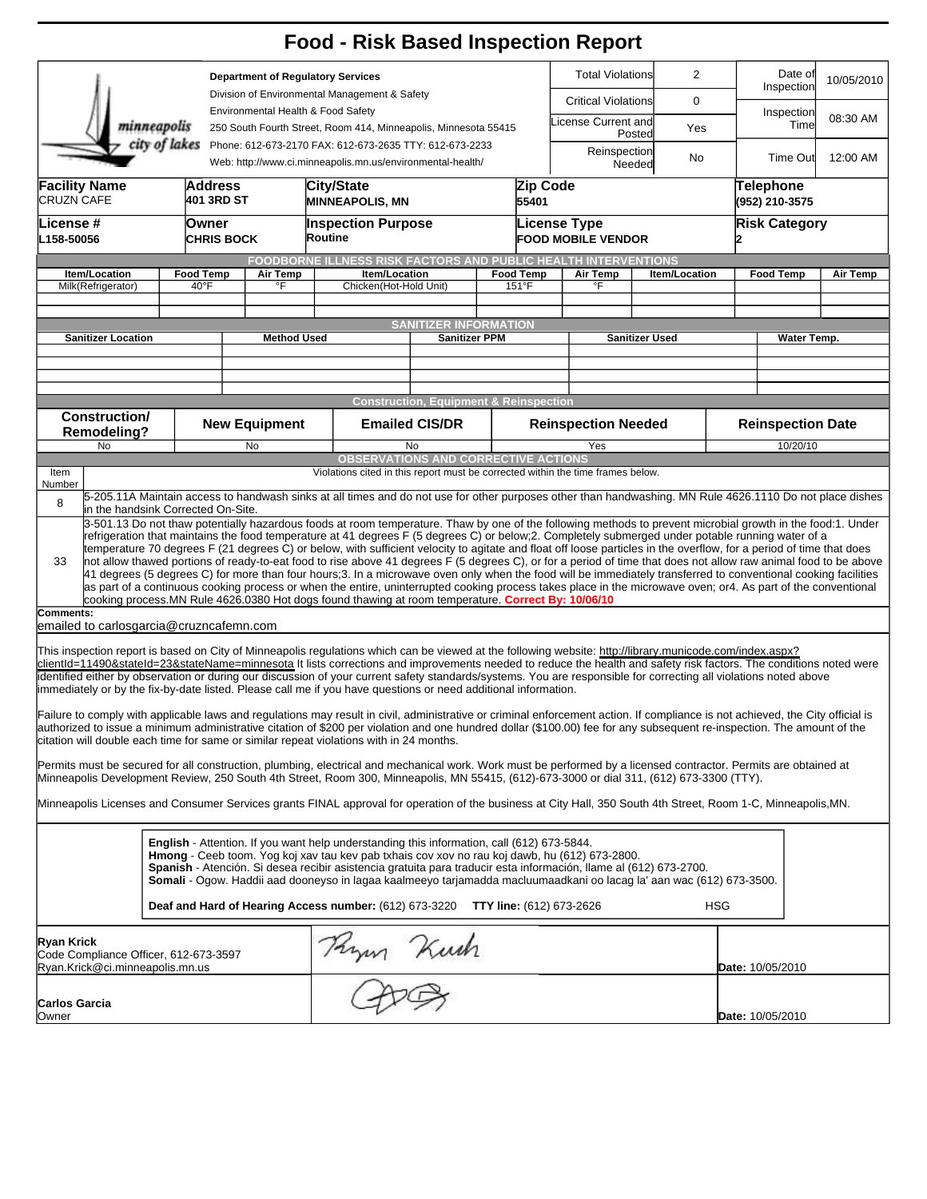# Food - Risk Based Inspection Report

Department of Regulatory Services
Division of Environmental Management & Safety
Environmental Health & Food Safety
250 South Fourth Street, Room 414, Minneapolis, Minnesota 55415
Phone: 612-673-2170 FAX: 612-673-2635 TTY: 612-673-2233
Web: http://www.ci.minneapolis.mn.us/environmental-health/

minneapolis city of lakes

| | | | |
|---|---|---|---|
| Total Violations | 2 | Date of Inspection | 10/05/2010 |
| Critical Violations | 0 | | |
| License Current and Posted | Yes | Inspection Time | 08:30 AM |
| Reinspection Needed | No | Time Out | 12:00 AM |

| Facility Name | Address | City/State | Zip Code | Telephone |
|---|---|---|---|---|
| CRUZN CAFE | 401 3RD ST | MINNEAPOLIS, MN | 55401 | (952) 210-3575 |

| License # | Owner | Inspection Purpose | License Type | Risk Category |
|---|---|---|---|---|
| L158-50056 | CHRIS BOCK | Routine | FOOD MOBILE VENDOR | 2 |

## FOODBORNE ILLNESS RISK FACTORS AND PUBLIC HEALTH INTERVENTIONS

| Item/Location | Food Temp | Air Temp | Item/Location | Food Temp | Air Temp | Item/Location | Food Temp | Air Temp |
|---|---|---|---|---|---|---|---|---|
| Milk(Refrigerator) | 40°F | °F | Chicken(Hot-Hold Unit) | 151°F | °F | | | |

## SANITIZER INFORMATION

| Sanitizer Location | Method Used | Sanitizer PPM | Sanitizer Used | Water Temp. |
|---|---|---|---|---|
| | | | | |

## Construction, Equipment & Reinspection

| Construction/ Remodeling? | New Equipment | Emailed CIS/DR | Reinspection Needed | Reinspection Date |
|---|---|---|---|---|
| No | No | No | Yes | 10/20/10 |

## OBSERVATIONS AND CORRECTIVE ACTIONS

| Item Number | Violations cited in this report must be corrected within the time frames below. |
|---|---|
| 8 | 5-205.11A Maintain access to handwash sinks at all times and do not use for other purposes other than handwashing. MN Rule 4626.1110 Do not place dishes in the handsink Corrected On-Site. |
| 33 | 3-501.13 Do not thaw potentially hazardous foods at room temperature. Thaw by one of the following methods to prevent microbial growth in the food:1. Under refrigeration that maintains the food temperature at 41 degrees F (5 degrees C) or below;2. Completely submerged under potable running water of a temperature 70 degrees F (21 degrees C) or below, with sufficient velocity to agitate and float off loose particles in the overflow, for a period of time that does not allow thawed portions of ready-to-eat food to rise above 41 degrees F (5 degrees C), or for a period of time that does not allow raw animal food to be above 41 degrees (5 degrees C) for more than four hours;3. In a microwave oven only when the food will be immediately transferred to conventional cooking facilities as part of a continuous cooking process or when the entire, uninterrupted cooking process takes place in the microwave oven; or4. As part of the conventional cooking process.MN Rule 4626.0380 Hot dogs found thawing at room temperature. **Correct By: 10/06/10** |

**Comments:**
emailed to carlosgarcia@cruzncafemn.com

This inspection report is based on City of Minneapolis regulations which can be viewed at the following website: http://library.municode.com/index.aspx?clientId=11490&stateId=23&stateName=minnesota It lists corrections and improvements needed to reduce the health and safety risk factors. The conditions noted were identified either by observation or during our discussion of your current safety standards/systems. You are responsible for correcting all violations noted above immediately or by the fix-by-date listed. Please call me if you have questions or need additional information.

Failure to comply with applicable laws and regulations may result in civil, administrative or criminal enforcement action. If compliance is not achieved, the City official is authorized to issue a minimum administrative citation of $200 per violation and one hundred dollar ($100.00) fee for any subsequent re-inspection. The amount of the citation will double each time for same or similar repeat violations with in 24 months.

Permits must be secured for all construction, plumbing, electrical and mechanical work. Work must be performed by a licensed contractor. Permits are obtained at Minneapolis Development Review, 250 South 4th Street, Room 300, Minneapolis, MN 55415, (612)-673-3000 or dial 311, (612) 673-3300 (TTY).

Minneapolis Licenses and Consumer Services grants FINAL approval for operation of the business at City Hall, 350 South 4th Street, Room 1-C, Minneapolis,MN.

**English** - Attention. If you want help understanding this information, call (612) 673-5844.
**Hmong** - Ceeb toom. Yog koj xav tau kev pab txhais cov xov no rau koj dawb, hu (612) 673-2800.
**Spanish** - Atención. Si desea recibir asistencia gratuita para traducir esta información, llame al (612) 673-2700.
**Somali** - Ogow. Haddii aad dooneyso in lagaa kaalmeeyo tarjamadda macluumaadkani oo lacag la' aan wac (612) 673-3500.

**Deaf and Hard of Hearing Access number:** (612) 673-3220 **TTY line:** (612) 673-2626 HSG

**Ryan Krick**
Code Compliance Officer, 612-673-3597
Ryan.Krick@ci.minneapolis.mn.us
Ryan Krick
**Date:** 10/05/2010

**Carlos Garcia**
Owner
**Date:** 10/05/2010